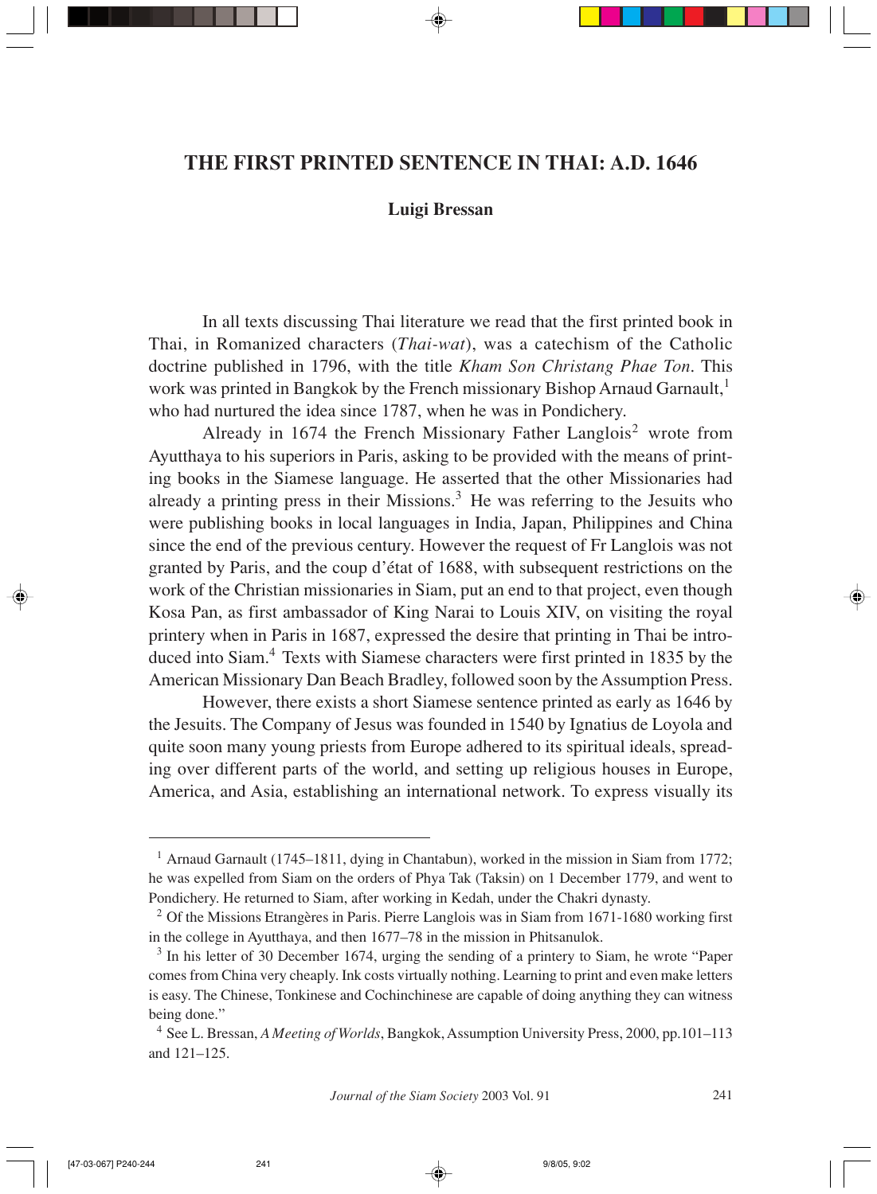# THE FIRST PRINTED SENTENCE IN THAI: A.D. 1646

**Luigi Bressan**

In all texts discussing Thai literature we read that the first printed book in Thai, in Romanized characters (*Thai-wat*), was a catechism of the Catholic doctrine published in 1796, with the title *Kham Son Christang Phae Ton*. This work was printed in Bangkok by the French missionary Bishop Arnaud Garnault,[1] who had nurtured the idea since 1787, when he was in Pondichery.

Already in 1674 the French Missionary Father Langlois[2] wrote from Ayutthaya to his superiors in Paris, asking to be provided with the means of printing books in the Siamese language. He asserted that the other Missionaries had already a printing press in their Missions.[3] He was referring to the Jesuits who were publishing books in local languages in India, Japan, Philippines and China since the end of the previous century. However the request of Fr Langlois was not granted by Paris, and the coup d'état of 1688, with subsequent restrictions on the work of the Christian missionaries in Siam, put an end to that project, even though Kosa Pan, as first ambassador of King Narai to Louis XIV, on visiting the royal printery when in Paris in 1687, expressed the desire that printing in Thai be introduced into Siam.[4] Texts with Siamese characters were first printed in 1835 by the American Missionary Dan Beach Bradley, followed soon by the Assumption Press.

However, there exists a short Siamese sentence printed as early as 1646 by the Jesuits. The Company of Jesus was founded in 1540 by Ignatius de Loyola and quite soon many young priests from Europe adhered to its spiritual ideals, spreading over different parts of the world, and setting up religious houses in Europe, America, and Asia, establishing an international network. To express visually its

---

[1] Arnaud Garnault (1745–1811, dying in Chantabun), worked in the mission in Siam from 1772; he was expelled from Siam on the orders of Phya Tak (Taksin) on 1 December 1779, and went to Pondichery. He returned to Siam, after working in Kedah, under the Chakri dynasty.

[2] Of the Missions Etrangères in Paris. Pierre Langlois was in Siam from 1671-1680 working first in the college in Ayutthaya, and then 1677–78 in the mission in Phitsanulok.

[3] In his letter of 30 December 1674, urging the sending of a printery to Siam, he wrote "Paper comes from China very cheaply. Ink costs virtually nothing. Learning to print and even make letters is easy. The Chinese, Tonkinese and Cochinchinese are capable of doing anything they can witness being done."

[4] See L. Bressan, *A Meeting of Worlds*, Bangkok, Assumption University Press, 2000, pp.101–113 and 121–125.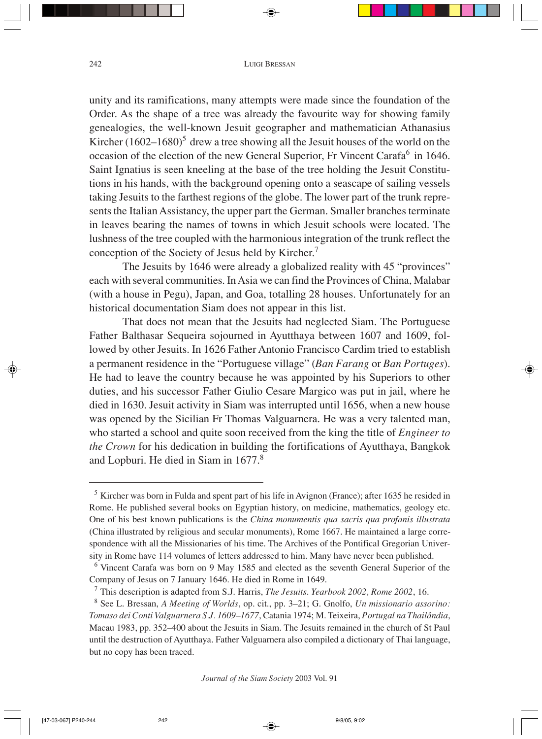unity and its ramifications, many attempts were made since the foundation of the Order. As the shape of a tree was already the favourite way for showing family genealogies, the well-known Jesuit geographer and mathematician Athanasius Kircher (1602–1680)[5] drew a tree showing all the Jesuit houses of the world on the occasion of the election of the new General Superior, Fr Vincent Carafa[6] in 1646. Saint Ignatius is seen kneeling at the base of the tree holding the Jesuit Constitutions in his hands, with the background opening onto a seascape of sailing vessels taking Jesuits to the farthest regions of the globe. The lower part of the trunk represents the Italian Assistancy, the upper part the German. Smaller branches terminate in leaves bearing the names of towns in which Jesuit schools were located. The lushness of the tree coupled with the harmonious integration of the trunk reflect the conception of the Society of Jesus held by Kircher.[7]

The Jesuits by 1646 were already a globalized reality with 45 "provinces" each with several communities. In Asia we can find the Provinces of China, Malabar (with a house in Pegu), Japan, and Goa, totalling 28 houses. Unfortunately for an historical documentation Siam does not appear in this list.

That does not mean that the Jesuits had neglected Siam. The Portuguese Father Balthasar Sequeira sojourned in Ayutthaya between 1607 and 1609, followed by other Jesuits. In 1626 Father Antonio Francisco Cardim tried to establish a permanent residence in the "Portuguese village" (*Ban Farang* or *Ban Portuges*). He had to leave the country because he was appointed by his Superiors to other duties, and his successor Father Giulio Cesare Margico was put in jail, where he died in 1630. Jesuit activity in Siam was interrupted until 1656, when a new house was opened by the Sicilian Fr Thomas Valguarnera. He was a very talented man, who started a school and quite soon received from the king the title of *Engineer to the Crown* for his dedication in building the fortifications of Ayutthaya, Bangkok and Lopburi. He died in Siam in 1677.[8]

---

[5] Kircher was born in Fulda and spent part of his life in Avignon (France); after 1635 he resided in Rome. He published several books on Egyptian history, on medicine, mathematics, geology etc. One of his best known publications is the *China monumentis qua sacris qua profanis illustrata* (China illustrated by religious and secular monuments), Rome 1667. He maintained a large correspondence with all the Missionaries of his time. The Archives of the Pontifical Gregorian University in Rome have 114 volumes of letters addressed to him. Many have never been published.

[6] Vincent Carafa was born on 9 May 1585 and elected as the seventh General Superior of the Company of Jesus on 7 January 1646. He died in Rome in 1649.

[7] This description is adapted from S.J. Harris, *The Jesuits. Yearbook 2002, Rome 2002*, 16.

[8] See L. Bressan, *A Meeting of Worlds*, op. cit., pp. 3–21; G. Gnolfo, *Un missionario assorino: Tomaso dei Conti Valguarnera S.J. 1609–1677*, Catania 1974; M. Teixeira, *Portugal na Thailândia*, Macau 1983, pp. 352–400 about the Jesuits in Siam. The Jesuits remained in the church of St Paul until the destruction of Ayutthaya. Father Valguarnera also compiled a dictionary of Thai language, but no copy has been traced.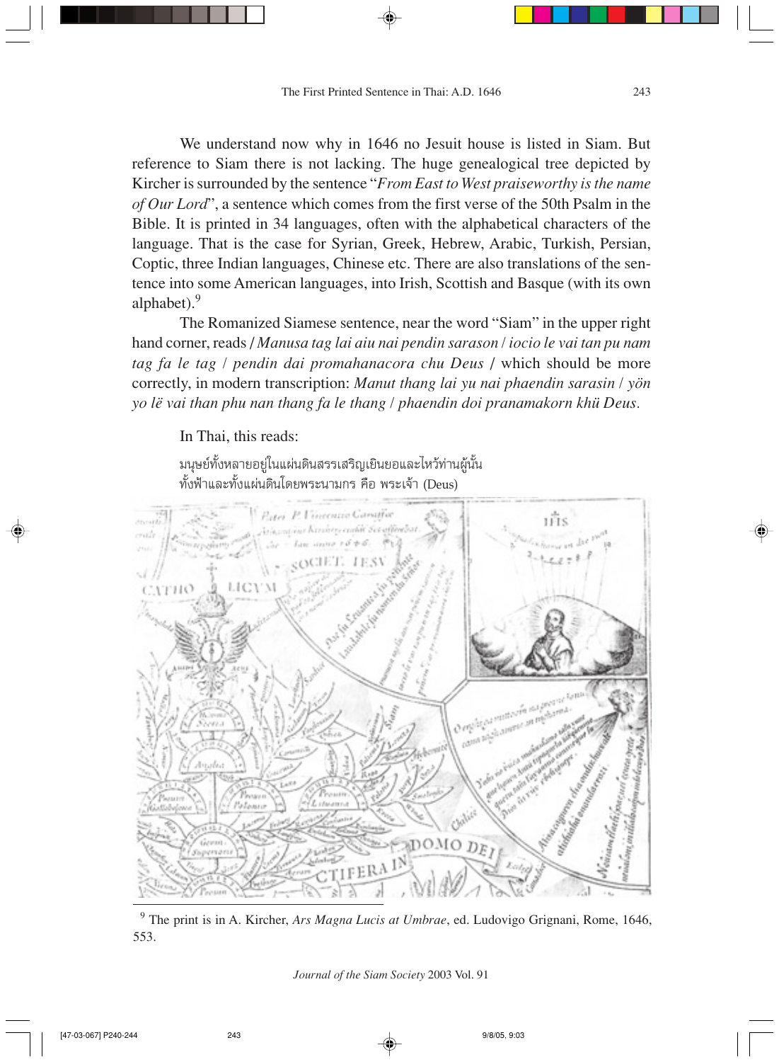We understand now why in 1646 no Jesuit house is listed in Siam. But reference to Siam there is not lacking. The huge genealogical tree depicted by Kircher is surrounded by the sentence "*From East to West praiseworthy is the name of Our Lord*", a sentence which comes from the first verse of the 50th Psalm in the Bible. It is printed in 34 languages, often with the alphabetical characters of the language. That is the case for Syrian, Greek, Hebrew, Arabic, Turkish, Persian, Coptic, three Indian languages, Chinese etc. There are also translations of the sentence into some American languages, into Irish, Scottish and Basque (with its own alphabet).[9]

The Romanized Siamese sentence, near the word "Siam" in the upper right hand corner, reads / *Manusa tag lai aiu nai pendin sarason* / *iocio le vai tan pu nam tag fa le tag* / *pendin dai promahanacora chu Deus* / which should be more correctly, in modern transcription: *Manut thang lai yu nai phaendin sarasin* / *yön yo lë vai than phu nan thang fa le thang* / *phaendin doi pranamakorn khü Deus*.

In Thai, this reads:

มนุษย์ทั้งหลายอยู่ในแผ่นดินสรรเสริญเยินยอและไหว้ท่านผู้นั้น
ทั้งฟ้าและทั้งแผ่นดินโดยพระนามกร คือ พระเจ้า (Deus)

[9] The print is in A. Kircher, *Ars Magna Lucis at Umbrae*, ed. Ludovigo Grignani, Rome, 1646, 553.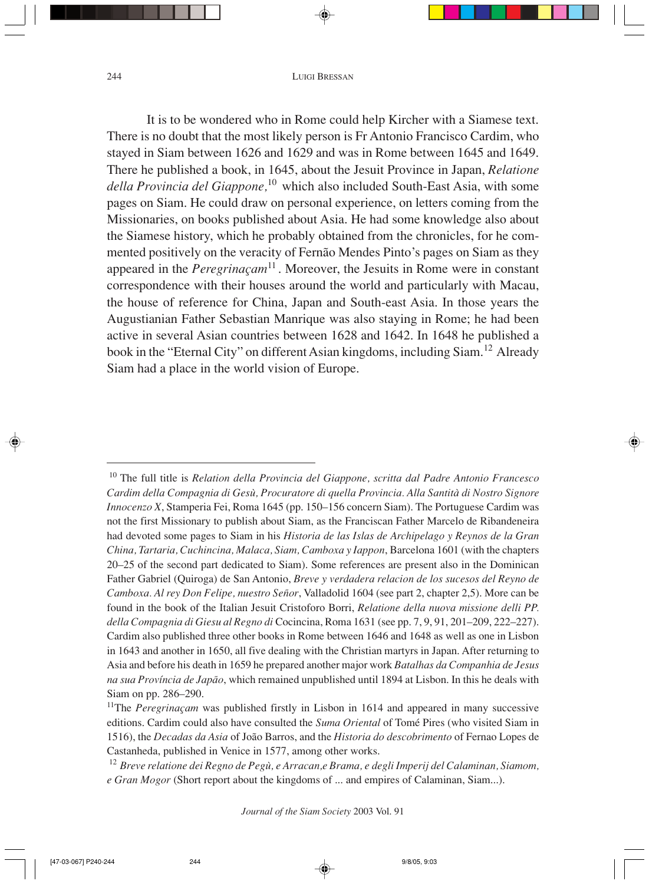It is to be wondered who in Rome could help Kircher with a Siamese text. There is no doubt that the most likely person is Fr Antonio Francisco Cardim, who stayed in Siam between 1626 and 1629 and was in Rome between 1645 and 1649. There he published a book, in 1645, about the Jesuit Province in Japan, *Relatione della Provincia del Giappone,*[10] which also included South-East Asia, with some pages on Siam. He could draw on personal experience, on letters coming from the Missionaries, on books published about Asia. He had some knowledge also about the Siamese history, which he probably obtained from the chronicles, for he commented positively on the veracity of Fernão Mendes Pinto's pages on Siam as they appeared in the *Peregrinaçam*[11]. Moreover, the Jesuits in Rome were in constant correspondence with their houses around the world and particularly with Macau, the house of reference for China, Japan and South-east Asia. In those years the Augustianian Father Sebastian Manrique was also staying in Rome; he had been active in several Asian countries between 1628 and 1642. In 1648 he published a book in the "Eternal City" on different Asian kingdoms, including Siam.[12] Already Siam had a place in the world vision of Europe.

---

[10] The full title is *Relation della Provincia del Giappone, scritta dal Padre Antonio Francesco Cardim della Compagnia di Gesù, Procuratore di quella Provincia. Alla Santità di Nostro Signore Innocenzo X*, Stamperia Fei, Roma 1645 (pp. 150–156 concern Siam). The Portuguese Cardim was not the first Missionary to publish about Siam, as the Franciscan Father Marcelo de Ribandeneira had devoted some pages to Siam in his *Historia de las Islas de Archipelago y Reynos de la Gran China, Tartaria, Cuchincina, Malaca, Siam, Camboxa y Iappon*, Barcelona 1601 (with the chapters 20–25 of the second part dedicated to Siam). Some references are present also in the Dominican Father Gabriel (Quiroga) de San Antonio, *Breve y verdadera relacion de los sucesos del Reyno de Camboxa. Al rey Don Felipe, nuestro Señor*, Valladolid 1604 (see part 2, chapter 2,5). More can be found in the book of the Italian Jesuit Cristoforo Borri, *Relatione della nuova missione delli PP. della Compagnia di Giesu al Regno di* Cocincina, Roma 1631 (see pp. 7, 9, 91, 201–209, 222–227). Cardim also published three other books in Rome between 1646 and 1648 as well as one in Lisbon in 1643 and another in 1650, all five dealing with the Christian martyrs in Japan. After returning to Asia and before his death in 1659 he prepared another major work *Batalhas da Companhia de Jesus na sua Província de Japão*, which remained unpublished until 1894 at Lisbon. In this he deals with Siam on pp. 286–290.

[11] The *Peregrinaçam* was published firstly in Lisbon in 1614 and appeared in many successive editions. Cardim could also have consulted the *Suma Oriental* of Tomé Pires (who visited Siam in 1516), the *Decadas da Asia* of João Barros, and the *Historia do descobrimento* of Fernao Lopes de Castanheda, published in Venice in 1577, among other works.

[12] *Breve relatione dei Regno de Pegù, e Arracan,e Brama, e degli Imperij del Calaminan, Siamom, e Gran Mogor* (Short report about the kingdoms of ... and empires of Calaminan, Siam...).